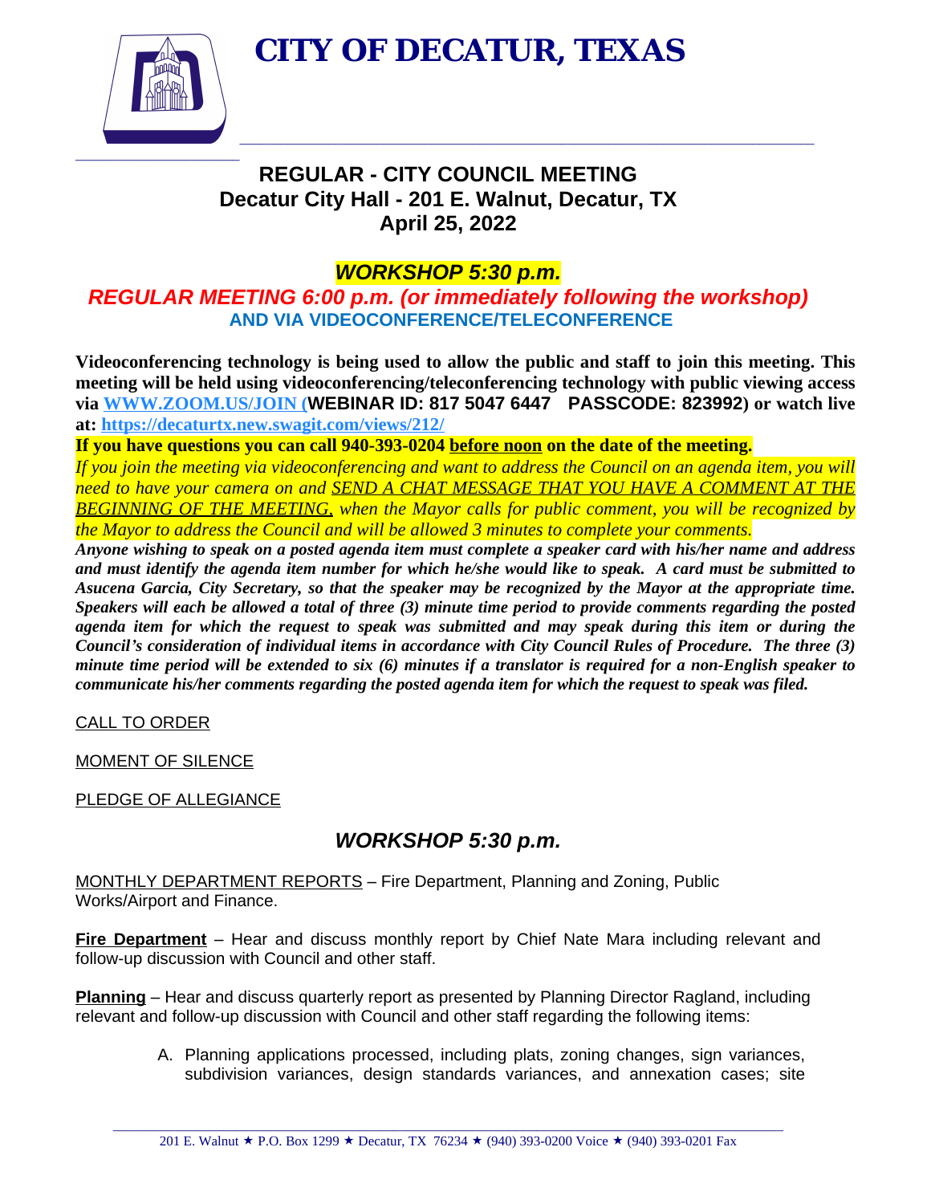# CITY OF DECATUR, TEXAS

## REGULAR - CITY COUNCIL MEETING
## Decatur City Hall - 201 E. Walnut, Decatur, TX
## April 25, 2022

## *WORKSHOP 5:30 p.m.*

## *REGULAR MEETING 6:00 p.m. (or immediately following the workshop)*
### AND VIA VIDEOCONFERENCE/TELECONFERENCE

**Videoconferencing technology is being used to allow the public and staff to join this meeting. This meeting will be held using videoconferencing/teleconferencing technology with public viewing access via WWW.ZOOM.US/JOIN (WEBINAR ID: 817 5047 6447 PASSCODE: 823992) or watch live at: https://decaturtx.new.swagit.com/views/212/**

**If you have questions you can call 940-393-0204 before noon on the date of the meeting.**

*If you join the meeting via videoconferencing and want to address the Council on an agenda item, you will need to have your camera on and SEND A CHAT MESSAGE THAT YOU HAVE A COMMENT AT THE BEGINNING OF THE MEETING, when the Mayor calls for public comment, you will be recognized by the Mayor to address the Council and will be allowed 3 minutes to complete your comments.*

***Anyone wishing to speak on a posted agenda item must complete a speaker card with his/her name and address and must identify the agenda item number for which he/she would like to speak. A card must be submitted to Asucena Garcia, City Secretary, so that the speaker may be recognized by the Mayor at the appropriate time. Speakers will each be allowed a total of three (3) minute time period to provide comments regarding the posted agenda item for which the request to speak was submitted and may speak during this item or during the Council's consideration of individual items in accordance with City Council Rules of Procedure. The three (3) minute time period will be extended to six (6) minutes if a translator is required for a non-English speaker to communicate his/her comments regarding the posted agenda item for which the request to speak was filed.***

CALL TO ORDER

MOMENT OF SILENCE

PLEDGE OF ALLEGIANCE

## *WORKSHOP 5:30 p.m.*

MONTHLY DEPARTMENT REPORTS – Fire Department, Planning and Zoning, Public Works/Airport and Finance.

**Fire Department** – Hear and discuss monthly report by Chief Nate Mara including relevant and follow-up discussion with Council and other staff.

**Planning** – Hear and discuss quarterly report as presented by Planning Director Ragland, including relevant and follow-up discussion with Council and other staff regarding the following items:

A. Planning applications processed, including plats, zoning changes, sign variances, subdivision variances, design standards variances, and annexation cases; site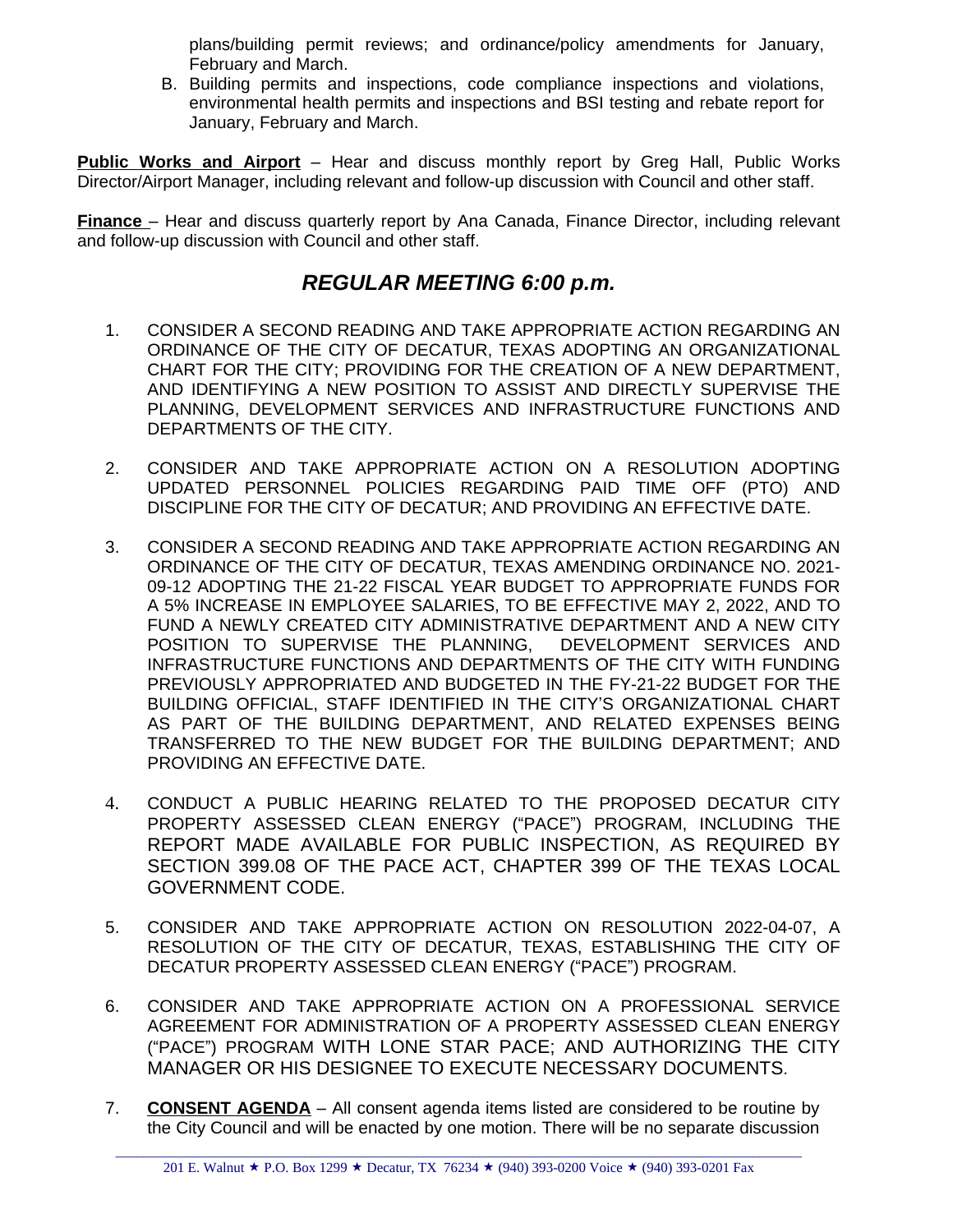plans/building permit reviews; and ordinance/policy amendments for January, February and March.

B. Building permits and inspections, code compliance inspections and violations, environmental health permits and inspections and BSI testing and rebate report for January, February and March.

**Public Works and Airport** – Hear and discuss monthly report by Greg Hall, Public Works Director/Airport Manager, including relevant and follow-up discussion with Council and other staff.

**Finance** – Hear and discuss quarterly report by Ana Canada, Finance Director, including relevant and follow-up discussion with Council and other staff.

## *REGULAR MEETING 6:00 p.m.*

1. CONSIDER A SECOND READING AND TAKE APPROPRIATE ACTION REGARDING AN ORDINANCE OF THE CITY OF DECATUR, TEXAS ADOPTING AN ORGANIZATIONAL CHART FOR THE CITY; PROVIDING FOR THE CREATION OF A NEW DEPARTMENT, AND IDENTIFYING A NEW POSITION TO ASSIST AND DIRECTLY SUPERVISE THE PLANNING, DEVELOPMENT SERVICES AND INFRASTRUCTURE FUNCTIONS AND DEPARTMENTS OF THE CITY.

2. CONSIDER AND TAKE APPROPRIATE ACTION ON A RESOLUTION ADOPTING UPDATED PERSONNEL POLICIES REGARDING PAID TIME OFF (PTO) AND DISCIPLINE FOR THE CITY OF DECATUR; AND PROVIDING AN EFFECTIVE DATE.

3. CONSIDER A SECOND READING AND TAKE APPROPRIATE ACTION REGARDING AN ORDINANCE OF THE CITY OF DECATUR, TEXAS AMENDING ORDINANCE NO. 2021-09-12 ADOPTING THE 21-22 FISCAL YEAR BUDGET TO APPROPRIATE FUNDS FOR A 5% INCREASE IN EMPLOYEE SALARIES, TO BE EFFECTIVE MAY 2, 2022, AND TO FUND A NEWLY CREATED CITY ADMINISTRATIVE DEPARTMENT AND A NEW CITY POSITION TO SUPERVISE THE PLANNING, DEVELOPMENT SERVICES AND INFRASTRUCTURE FUNCTIONS AND DEPARTMENTS OF THE CITY WITH FUNDING PREVIOUSLY APPROPRIATED AND BUDGETED IN THE FY-21-22 BUDGET FOR THE BUILDING OFFICIAL, STAFF IDENTIFIED IN THE CITY'S ORGANIZATIONAL CHART AS PART OF THE BUILDING DEPARTMENT, AND RELATED EXPENSES BEING TRANSFERRED TO THE NEW BUDGET FOR THE BUILDING DEPARTMENT; AND PROVIDING AN EFFECTIVE DATE.

4. CONDUCT A PUBLIC HEARING RELATED TO THE PROPOSED DECATUR CITY PROPERTY ASSESSED CLEAN ENERGY ("PACE") PROGRAM, INCLUDING THE REPORT MADE AVAILABLE FOR PUBLIC INSPECTION, AS REQUIRED BY SECTION 399.08 OF THE PACE ACT, CHAPTER 399 OF THE TEXAS LOCAL GOVERNMENT CODE.

5. CONSIDER AND TAKE APPROPRIATE ACTION ON RESOLUTION 2022-04-07, A RESOLUTION OF THE CITY OF DECATUR, TEXAS, ESTABLISHING THE CITY OF DECATUR PROPERTY ASSESSED CLEAN ENERGY ("PACE") PROGRAM.

6. CONSIDER AND TAKE APPROPRIATE ACTION ON A PROFESSIONAL SERVICE AGREEMENT FOR ADMINISTRATION OF A PROPERTY ASSESSED CLEAN ENERGY ("PACE") PROGRAM WITH LONE STAR PACE; AND AUTHORIZING THE CITY MANAGER OR HIS DESIGNEE TO EXECUTE NECESSARY DOCUMENTS.

7. **CONSENT AGENDA** – All consent agenda items listed are considered to be routine by the City Council and will be enacted by one motion. There will be no separate discussion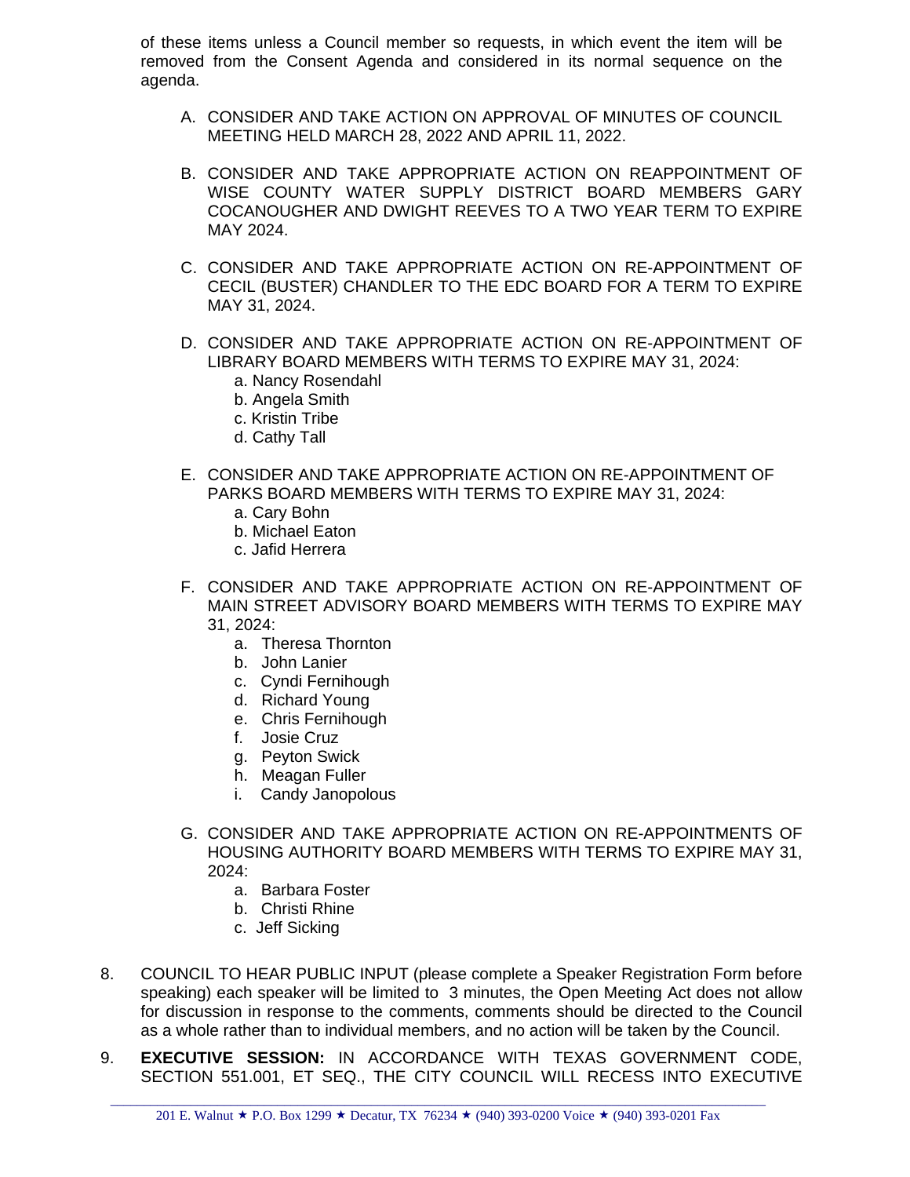of these items unless a Council member so requests, in which event the item will be removed from the Consent Agenda and considered in its normal sequence on the agenda.

A. CONSIDER AND TAKE ACTION ON APPROVAL OF MINUTES OF COUNCIL MEETING HELD MARCH 28, 2022 AND APRIL 11, 2022.

B. CONSIDER AND TAKE APPROPRIATE ACTION ON REAPPOINTMENT OF WISE COUNTY WATER SUPPLY DISTRICT BOARD MEMBERS GARY COCANOUGHER AND DWIGHT REEVES TO A TWO YEAR TERM TO EXPIRE MAY 2024.

C. CONSIDER AND TAKE APPROPRIATE ACTION ON RE-APPOINTMENT OF CECIL (BUSTER) CHANDLER TO THE EDC BOARD FOR A TERM TO EXPIRE MAY 31, 2024.

D. CONSIDER AND TAKE APPROPRIATE ACTION ON RE-APPOINTMENT OF LIBRARY BOARD MEMBERS WITH TERMS TO EXPIRE MAY 31, 2024:
   a. Nancy Rosendahl
   b. Angela Smith
   c. Kristin Tribe
   d. Cathy Tall

E. CONSIDER AND TAKE APPROPRIATE ACTION ON RE-APPOINTMENT OF PARKS BOARD MEMBERS WITH TERMS TO EXPIRE MAY 31, 2024:
   a. Cary Bohn
   b. Michael Eaton
   c. Jafid Herrera

F. CONSIDER AND TAKE APPROPRIATE ACTION ON RE-APPOINTMENT OF MAIN STREET ADVISORY BOARD MEMBERS WITH TERMS TO EXPIRE MAY 31, 2024:
   a. Theresa Thornton
   b. John Lanier
   c. Cyndi Fernihough
   d. Richard Young
   e. Chris Fernihough
   f. Josie Cruz
   g. Peyton Swick
   h. Meagan Fuller
   i. Candy Janopolous

G. CONSIDER AND TAKE APPROPRIATE ACTION ON RE-APPOINTMENTS OF HOUSING AUTHORITY BOARD MEMBERS WITH TERMS TO EXPIRE MAY 31, 2024:
   a. Barbara Foster
   b. Christi Rhine
   c. Jeff Sicking

8. COUNCIL TO HEAR PUBLIC INPUT (please complete a Speaker Registration Form before speaking) each speaker will be limited to 3 minutes, the Open Meeting Act does not allow for discussion in response to the comments, comments should be directed to the Council as a whole rather than to individual members, and no action will be taken by the Council.

9. **EXECUTIVE SESSION:** IN ACCORDANCE WITH TEXAS GOVERNMENT CODE, SECTION 551.001, ET SEQ., THE CITY COUNCIL WILL RECESS INTO EXECUTIVE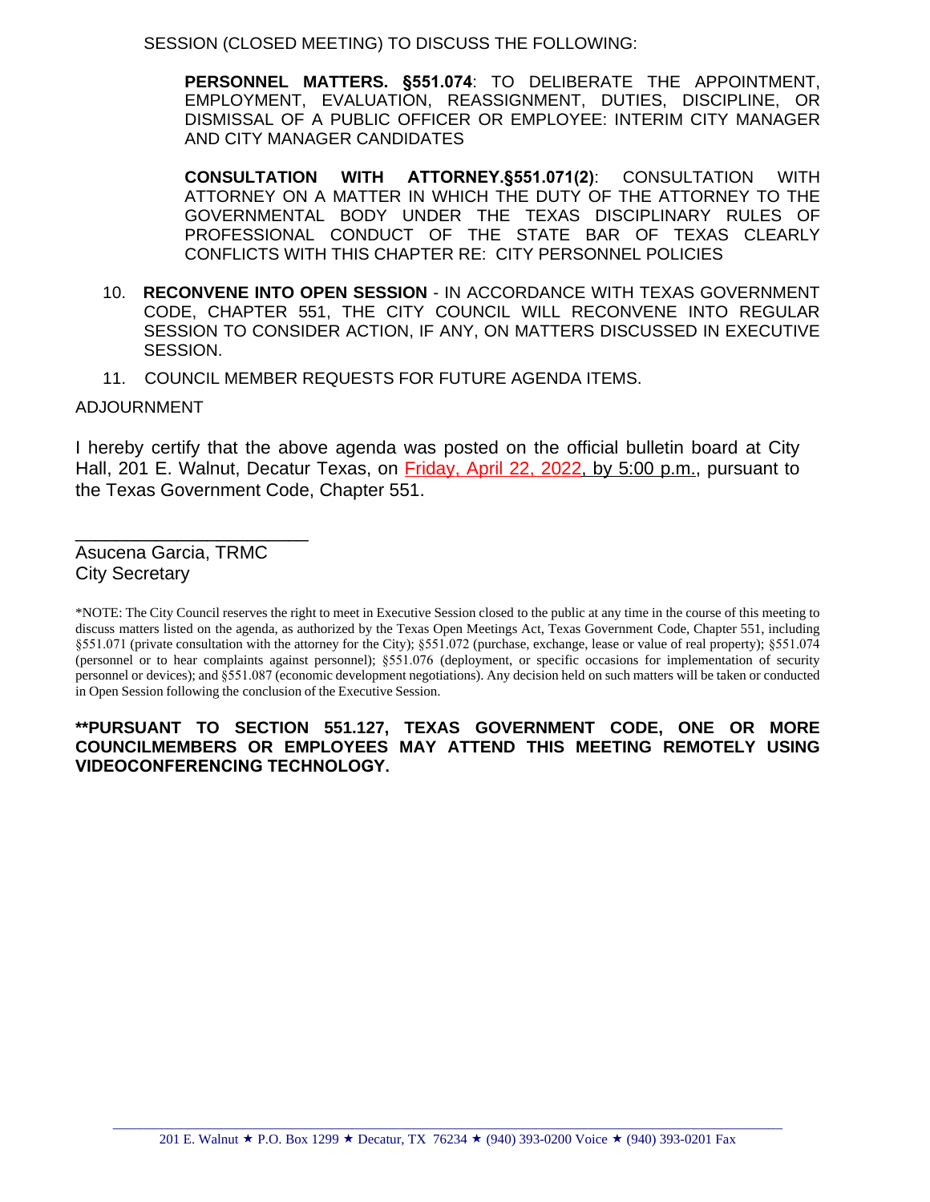SESSION (CLOSED MEETING) TO DISCUSS THE FOLLOWING:

**PERSONNEL MATTERS. §551.074**: TO DELIBERATE THE APPOINTMENT, EMPLOYMENT, EVALUATION, REASSIGNMENT, DUTIES, DISCIPLINE, OR DISMISSAL OF A PUBLIC OFFICER OR EMPLOYEE: INTERIM CITY MANAGER AND CITY MANAGER CANDIDATES

**CONSULTATION WITH ATTORNEY.§551.071(2)**: CONSULTATION WITH ATTORNEY ON A MATTER IN WHICH THE DUTY OF THE ATTORNEY TO THE GOVERNMENTAL BODY UNDER THE TEXAS DISCIPLINARY RULES OF PROFESSIONAL CONDUCT OF THE STATE BAR OF TEXAS CLEARLY CONFLICTS WITH THIS CHAPTER RE: CITY PERSONNEL POLICIES

10. **RECONVENE INTO OPEN SESSION** - IN ACCORDANCE WITH TEXAS GOVERNMENT CODE, CHAPTER 551, THE CITY COUNCIL WILL RECONVENE INTO REGULAR SESSION TO CONSIDER ACTION, IF ANY, ON MATTERS DISCUSSED IN EXECUTIVE SESSION.

11. COUNCIL MEMBER REQUESTS FOR FUTURE AGENDA ITEMS.

ADJOURNMENT

I hereby certify that the above agenda was posted on the official bulletin board at City Hall, 201 E. Walnut, Decatur Texas, on Friday, April 22, 2022, by 5:00 p.m., pursuant to the Texas Government Code, Chapter 551.

______________________

Asucena Garcia, TRMC
City Secretary

*NOTE: The City Council reserves the right to meet in Executive Session closed to the public at any time in the course of this meeting to discuss matters listed on the agenda, as authorized by the Texas Open Meetings Act, Texas Government Code, Chapter 551, including §551.071 (private consultation with the attorney for the City); §551.072 (purchase, exchange, lease or value of real property); §551.074 (personnel or to hear complaints against personnel); §551.076 (deployment, or specific occasions for implementation of security personnel or devices); and §551.087 (economic development negotiations). Any decision held on such matters will be taken or conducted in Open Session following the conclusion of the Executive Session.

****PURSUANT TO SECTION 551.127, TEXAS GOVERNMENT CODE, ONE OR MORE COUNCILMEMBERS OR EMPLOYEES MAY ATTEND THIS MEETING REMOTELY USING VIDEOCONFERENCING TECHNOLOGY.**